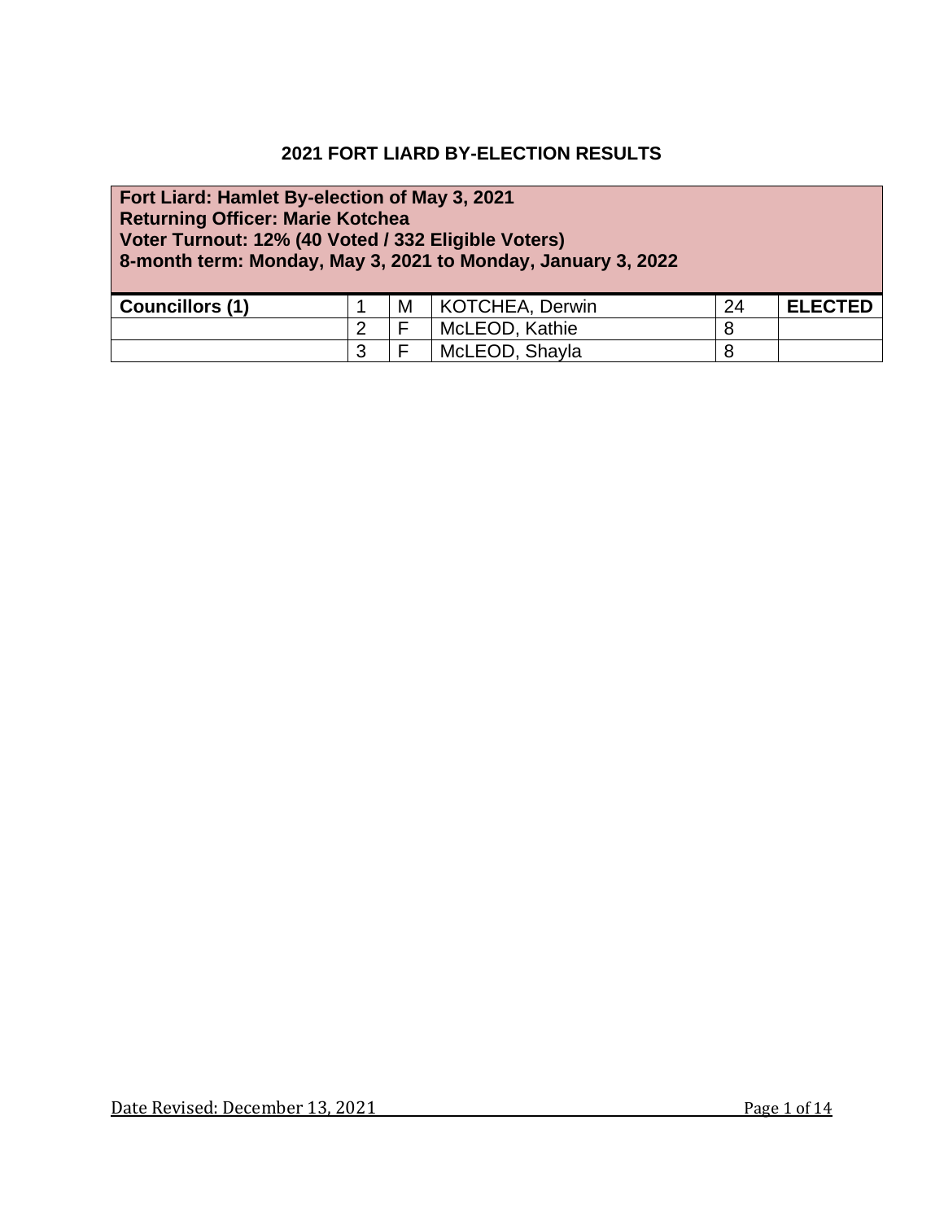# 2021 FORT LIARD BY-ELECTION RESULTS

**Fort Liard: Hamlet By-election of May 3, 2021**
**Returning Officer: Marie Kotchea**
**Voter Turnout: 12% (40 Voted / 332 Eligible Voters)**
**8-month term: Monday, May 3, 2021 to Monday, January 3, 2022**

| Councillors (1) | 1 | M | KOTCHEA, Derwin | 24 | ELECTED |
|---|---|---|---|---|---|
| | 2 | F | McLEOD, Kathie | 8 | |
| | 3 | F | McLEOD, Shayla | 8 | |

Date Revised: December 13, 2021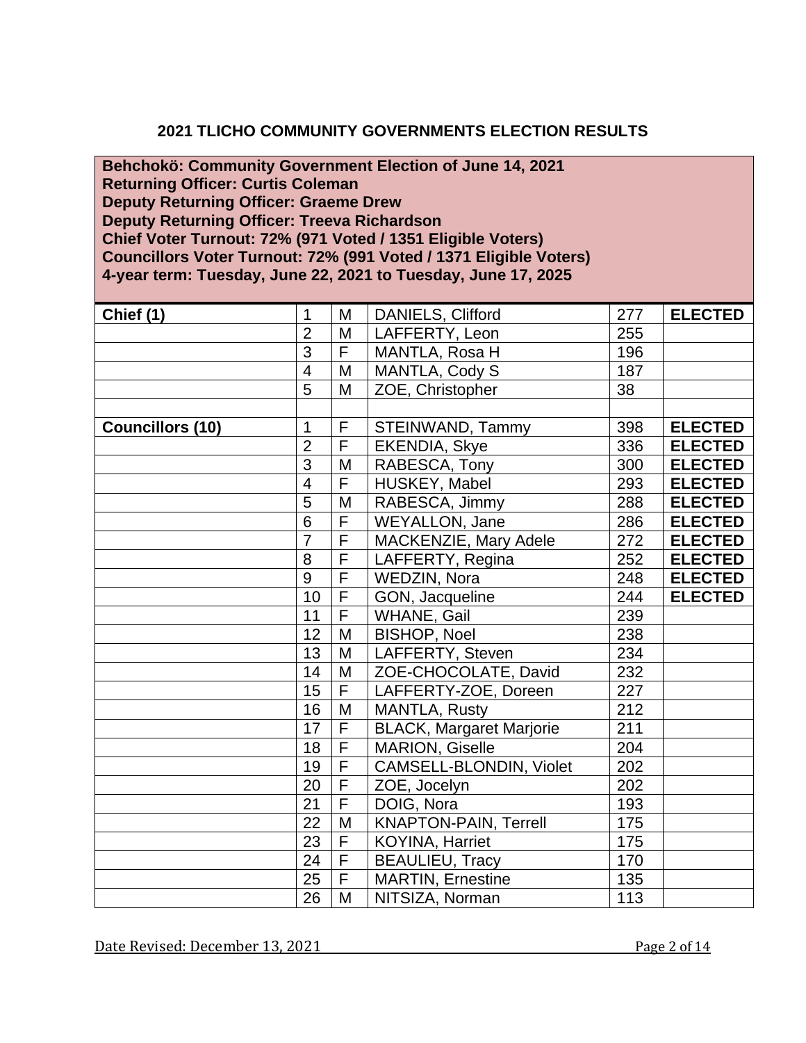## 2021 TLICHO COMMUNITY GOVERNMENTS ELECTION RESULTS

**Behchokö: Community Government Election of June 14, 2021**
**Returning Officer: Curtis Coleman**
**Deputy Returning Officer: Graeme Drew**
**Deputy Returning Officer: Treeva Richardson**
**Chief Voter Turnout: 72% (971 Voted / 1351 Eligible Voters)**
**Councillors Voter Turnout: 72% (991 Voted / 1371 Eligible Voters)**
**4-year term: Tuesday, June 22, 2021 to Tuesday, June 17, 2025**

| | | | | | |
|---|---|---|---|---|---|
| **Chief (1)** | 1 | M | DANIELS, Clifford | 277 | **ELECTED** |
| | 2 | M | LAFFERTY, Leon | 255 | |
| | 3 | F | MANTLA, Rosa H | 196 | |
| | 4 | M | MANTLA, Cody S | 187 | |
| | 5 | M | ZOE, Christopher | 38 | |
| | | | | | |
| **Councillors (10)** | 1 | F | STEINWAND, Tammy | 398 | **ELECTED** |
| | 2 | F | EKENDIA, Skye | 336 | **ELECTED** |
| | 3 | M | RABESCA, Tony | 300 | **ELECTED** |
| | 4 | F | HUSKEY, Mabel | 293 | **ELECTED** |
| | 5 | M | RABESCA, Jimmy | 288 | **ELECTED** |
| | 6 | F | WEYALLON, Jane | 286 | **ELECTED** |
| | 7 | F | MACKENZIE, Mary Adele | 272 | **ELECTED** |
| | 8 | F | LAFFERTY, Regina | 252 | **ELECTED** |
| | 9 | F | WEDZIN, Nora | 248 | **ELECTED** |
| | 10 | F | GON, Jacqueline | 244 | **ELECTED** |
| | 11 | F | WHANE, Gail | 239 | |
| | 12 | M | BISHOP, Noel | 238 | |
| | 13 | M | LAFFERTY, Steven | 234 | |
| | 14 | M | ZOE-CHOCOLATE, David | 232 | |
| | 15 | F | LAFFERTY-ZOE, Doreen | 227 | |
| | 16 | M | MANTLA, Rusty | 212 | |
| | 17 | F | BLACK, Margaret Marjorie | 211 | |
| | 18 | F | MARION, Giselle | 204 | |
| | 19 | F | CAMSELL-BLONDIN, Violet | 202 | |
| | 20 | F | ZOE, Jocelyn | 202 | |
| | 21 | F | DOIG, Nora | 193 | |
| | 22 | M | KNAPTON-PAIN, Terrell | 175 | |
| | 23 | F | KOYINA, Harriet | 175 | |
| | 24 | F | BEAULIEU, Tracy | 170 | |
| | 25 | F | MARTIN, Ernestine | 135 | |
| | 26 | M | NITSIZA, Norman | 113 | |

Date Revised: December 13, 2021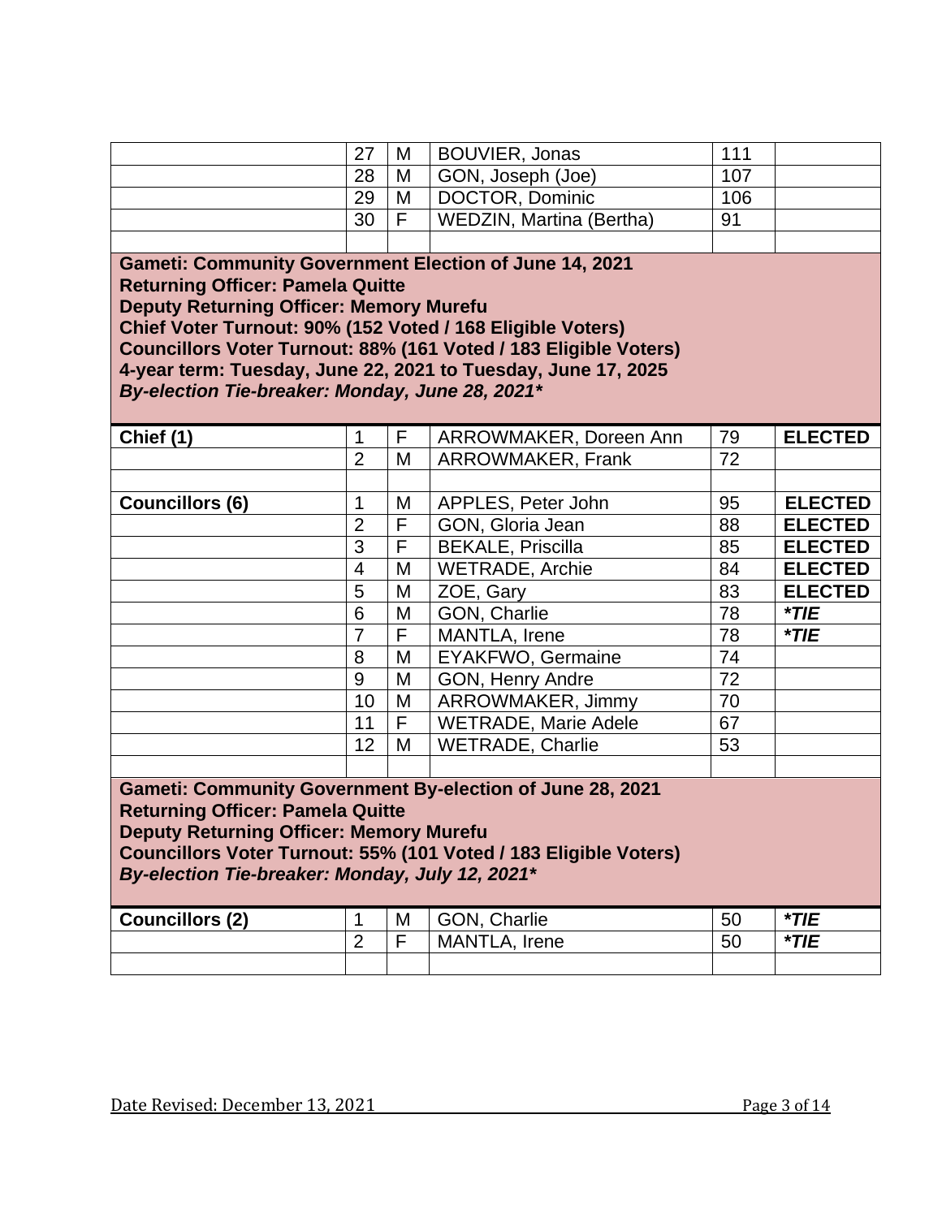| | | | | | |
|---|---|---|---|---|---|
| | 27 | M | BOUVIER, Jonas | 111 | |
| | 28 | M | GON, Joseph (Joe) | 107 | |
| | 29 | M | DOCTOR, Dominic | 106 | |
| | 30 | F | WEDZIN, Martina (Bertha) | 91 | |

**Gameti: Community Government Election of June 14, 2021**
**Returning Officer: Pamela Quitte**
**Deputy Returning Officer: Memory Murefu**
**Chief Voter Turnout: 90% (152 Voted / 168 Eligible Voters)**
**Councillors Voter Turnout: 88% (161 Voted / 183 Eligible Voters)**
**4-year term: Tuesday, June 22, 2021 to Tuesday, June 17, 2025**
***By-election Tie-breaker: Monday, June 28, 2021****

| | | | | | |
|---|---|---|---|---|---|
| **Chief (1)** | 1 | F | ARROWMAKER, Doreen Ann | 79 | **ELECTED** |
| | 2 | M | ARROWMAKER, Frank | 72 | |
| | | | | | |
| **Councillors (6)** | 1 | M | APPLES, Peter John | 95 | **ELECTED** |
| | 2 | F | GON, Gloria Jean | 88 | **ELECTED** |
| | 3 | F | BEKALE, Priscilla | 85 | **ELECTED** |
| | 4 | M | WETRADE, Archie | 84 | **ELECTED** |
| | 5 | M | ZOE, Gary | 83 | **ELECTED** |
| | 6 | M | GON, Charlie | 78 | ***TIE** |
| | 7 | F | MANTLA, Irene | 78 | ***TIE** |
| | 8 | M | EYAKFWO, Germaine | 74 | |
| | 9 | M | GON, Henry Andre | 72 | |
| | 10 | M | ARROWMAKER, Jimmy | 70 | |
| | 11 | F | WETRADE, Marie Adele | 67 | |
| | 12 | M | WETRADE, Charlie | 53 | |

**Gameti: Community Government By-election of June 28, 2021**
**Returning Officer: Pamela Quitte**
**Deputy Returning Officer: Memory Murefu**
**Councillors Voter Turnout: 55% (101 Voted / 183 Eligible Voters)**
***By-election Tie-breaker: Monday, July 12, 2021****

| | | | | | |
|---|---|---|---|---|---|
| **Councillors (2)** | 1 | M | GON, Charlie | 50 | ***TIE** |
| | 2 | F | MANTLA, Irene | 50 | ***TIE** |

Date Revised: December 13, 2021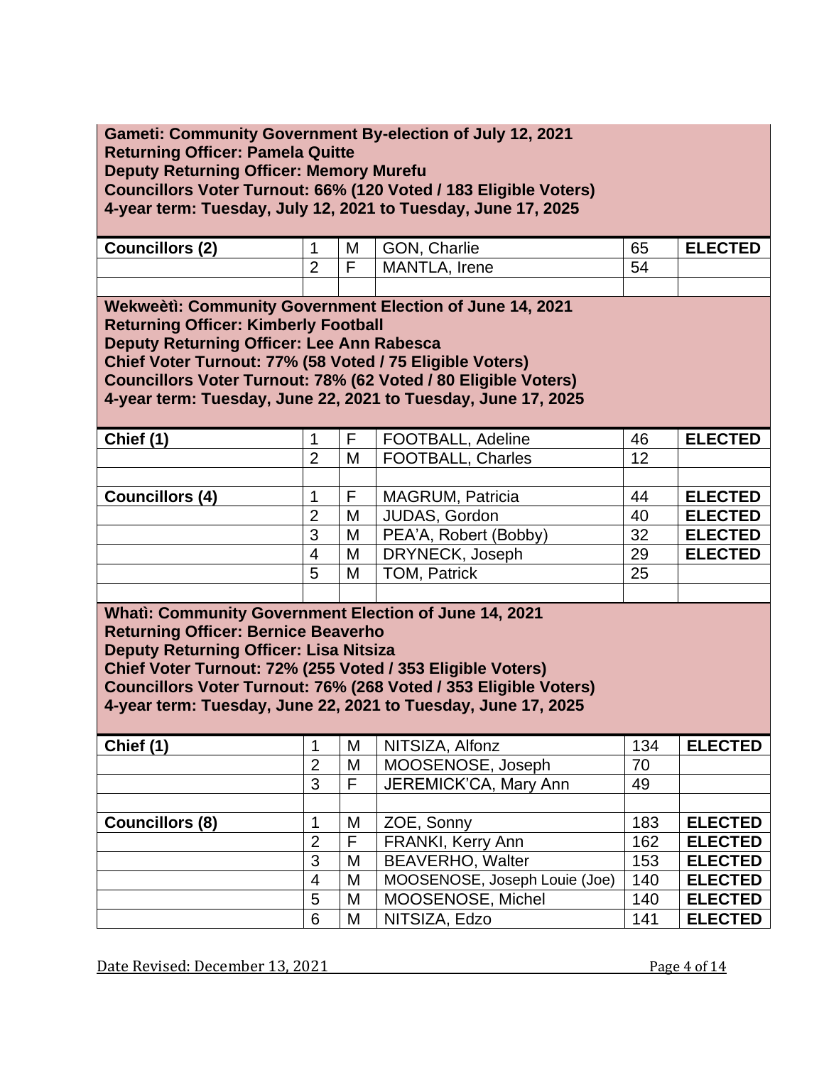**Gameti: Community Government By-election of July 12, 2021**
**Returning Officer: Pamela Quitte**
**Deputy Returning Officer: Memory Murefu**
**Councillors Voter Turnout: 66% (120 Voted / 183 Eligible Voters)**
**4-year term: Tuesday, July 12, 2021 to Tuesday, June 17, 2025**

| | | | | | |
|---|---|---|---|---|---|
| **Councillors (2)** | 1 | M | GON, Charlie | 65 | **ELECTED** |
| | 2 | F | MANTLA, Irene | 54 | |

**Wekweètì: Community Government Election of June 14, 2021**
**Returning Officer: Kimberly Football**
**Deputy Returning Officer: Lee Ann Rabesca**
**Chief Voter Turnout: 77% (58 Voted / 75 Eligible Voters)**
**Councillors Voter Turnout: 78% (62 Voted / 80 Eligible Voters)**
**4-year term: Tuesday, June 22, 2021 to Tuesday, June 17, 2025**

| | | | | | |
|---|---|---|---|---|---|
| **Chief (1)** | 1 | F | FOOTBALL, Adeline | 46 | **ELECTED** |
| | 2 | M | FOOTBALL, Charles | 12 | |
| | | | | | |
| **Councillors (4)** | 1 | F | MAGRUM, Patricia | 44 | **ELECTED** |
| | 2 | M | JUDAS, Gordon | 40 | **ELECTED** |
| | 3 | M | PEA'A, Robert (Bobby) | 32 | **ELECTED** |
| | 4 | M | DRYNECK, Joseph | 29 | **ELECTED** |
| | 5 | M | TOM, Patrick | 25 | |

**Whatì: Community Government Election of June 14, 2021**
**Returning Officer: Bernice Beaverho**
**Deputy Returning Officer: Lisa Nitsiza**
**Chief Voter Turnout: 72% (255 Voted / 353 Eligible Voters)**
**Councillors Voter Turnout: 76% (268 Voted / 353 Eligible Voters)**
**4-year term: Tuesday, June 22, 2021 to Tuesday, June 17, 2025**

| | | | | | |
|---|---|---|---|---|---|
| **Chief (1)** | 1 | M | NITSIZA, Alfonz | 134 | **ELECTED** |
| | 2 | M | MOOSENOSE, Joseph | 70 | |
| | 3 | F | JEREMICK'CA, Mary Ann | 49 | |
| | | | | | |
| **Councillors (8)** | 1 | M | ZOE, Sonny | 183 | **ELECTED** |
| | 2 | F | FRANKI, Kerry Ann | 162 | **ELECTED** |
| | 3 | M | BEAVERHO, Walter | 153 | **ELECTED** |
| | 4 | M | MOOSENOSE, Joseph Louie (Joe) | 140 | **ELECTED** |
| | 5 | M | MOOSENOSE, Michel | 140 | **ELECTED** |
| | 6 | M | NITSIZA, Edzo | 141 | **ELECTED** |

Date Revised: December 13, 2021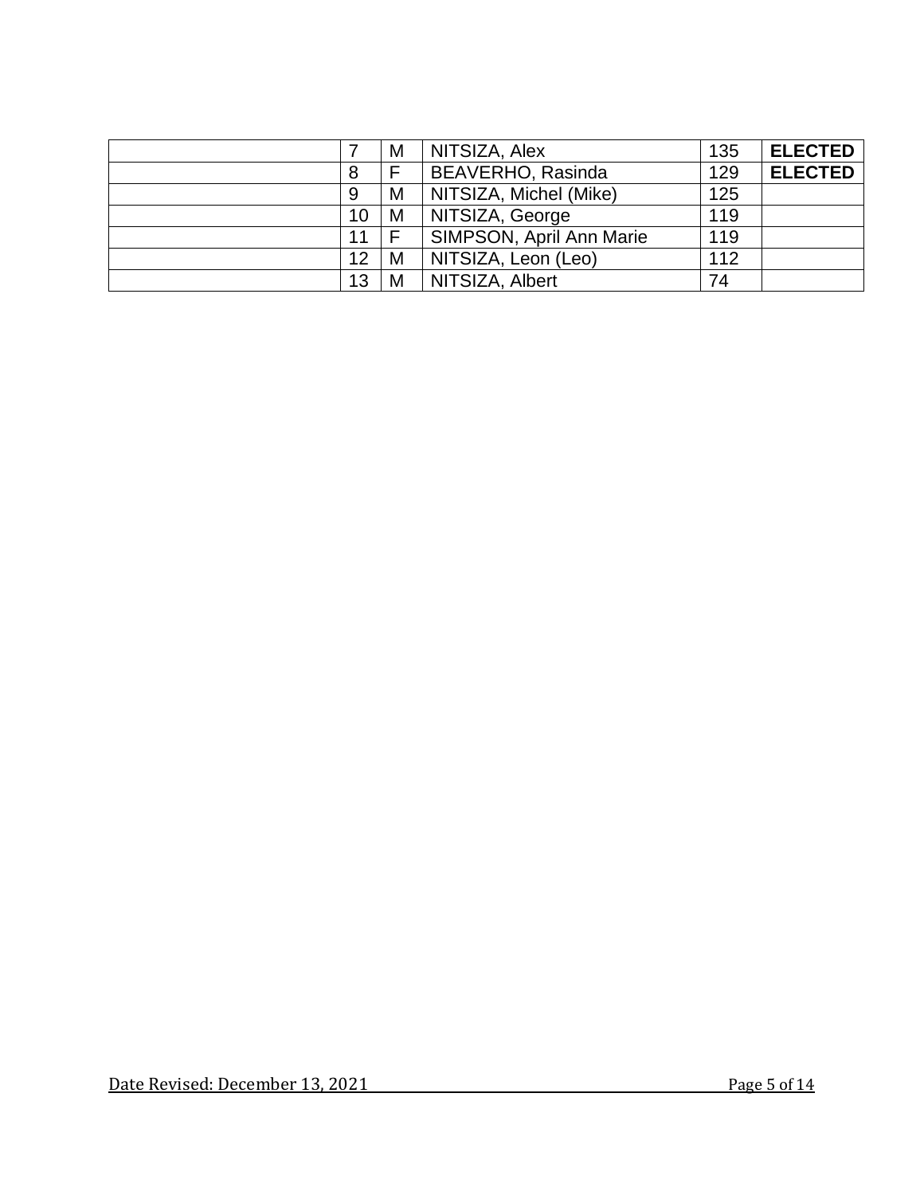| | | | | | |
|---|---|---|---|---|---|
| | 7 | M | NITSIZA, Alex | 135 | **ELECTED** |
| | 8 | F | BEAVERHO, Rasinda | 129 | **ELECTED** |
| | 9 | M | NITSIZA, Michel (Mike) | 125 | |
| | 10 | M | NITSIZA, George | 119 | |
| | 11 | F | SIMPSON, April Ann Marie | 119 | |
| | 12 | M | NITSIZA, Leon (Leo) | 112 | |
| | 13 | M | NITSIZA, Albert | 74 | |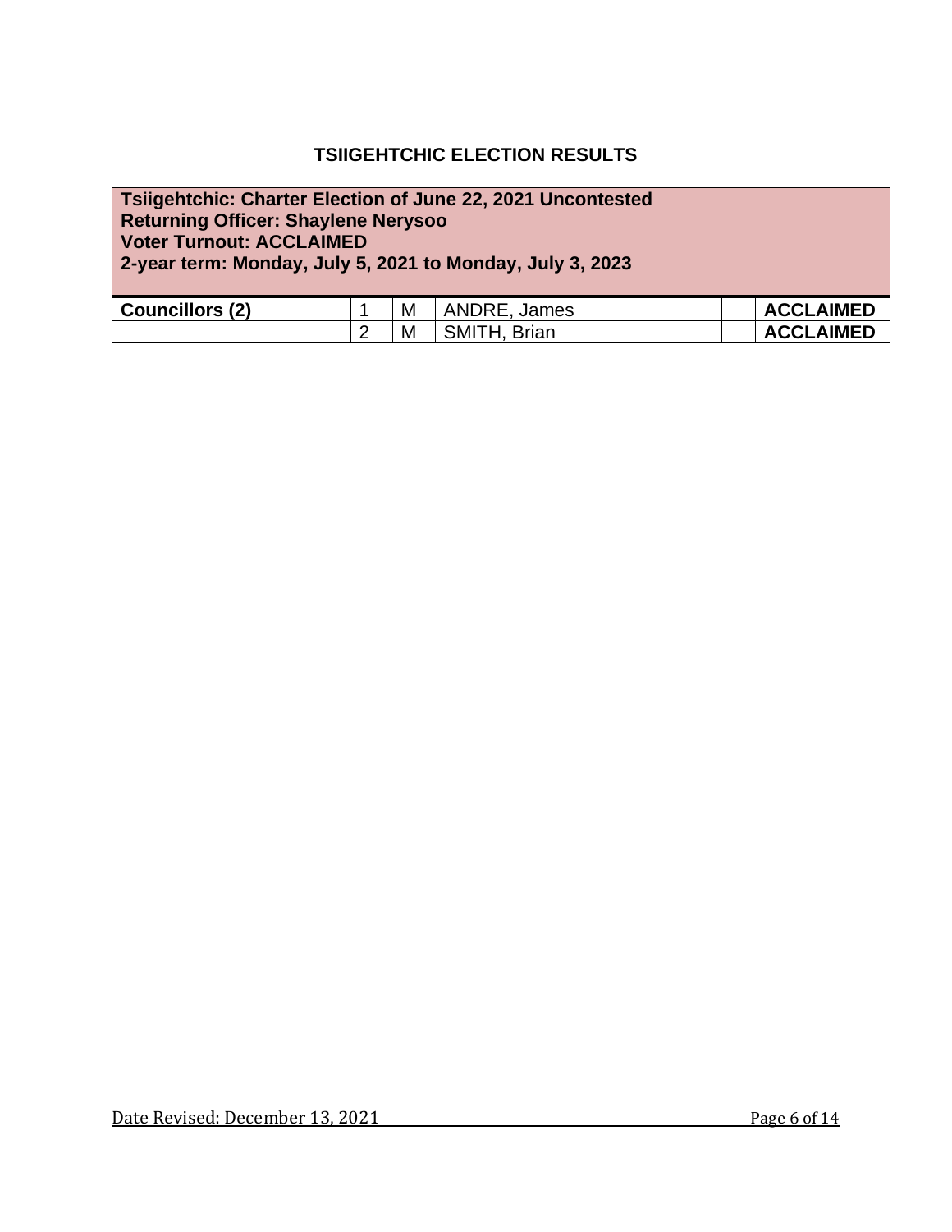## TSIIGEHTCHIC ELECTION RESULTS

| Tsiigehtchic: Charter Election of June 22, 2021 Uncontested<br>Returning Officer: Shaylene Nerysoo<br>Voter Turnout: ACCLAIMED<br>2-year term: Monday, July 5, 2021 to Monday, July 3, 2023 | | | | | |
|---|---|---|---|---|---|
| **Councillors (2)** | 1 | M | ANDRE, James | | **ACCLAIMED** |
| | 2 | M | SMITH, Brian | | **ACCLAIMED** |

Date Revised: December 13, 2021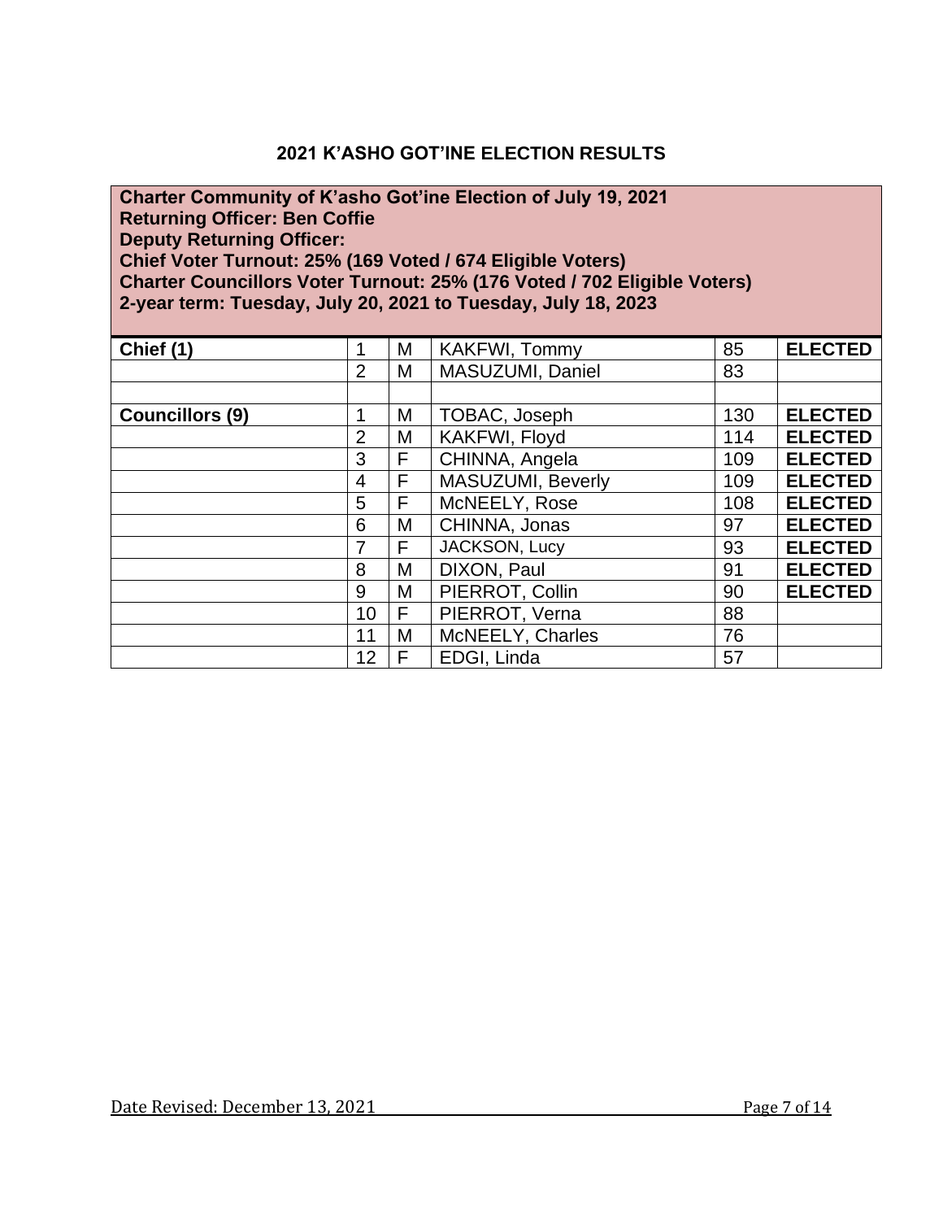## 2021 K'ASHO GOT'INE ELECTION RESULTS

**Charter Community of K'asho Got'ine Election of July 19, 2021**
**Returning Officer: Ben Coffie**
**Deputy Returning Officer:**
**Chief Voter Turnout: 25% (169 Voted / 674 Eligible Voters)**
**Charter Councillors Voter Turnout: 25% (176 Voted / 702 Eligible Voters)**
**2-year term: Tuesday, July 20, 2021 to Tuesday, July 18, 2023**

| | | | | | |
|---|---|---|---|---|---|
| **Chief (1)** | 1 | M | KAKFWI, Tommy | 85 | **ELECTED** |
| | 2 | M | MASUZUMI, Daniel | 83 | |
| | | | | | |
| **Councillors (9)** | 1 | M | TOBAC, Joseph | 130 | **ELECTED** |
| | 2 | M | KAKFWI, Floyd | 114 | **ELECTED** |
| | 3 | F | CHINNA, Angela | 109 | **ELECTED** |
| | 4 | F | MASUZUMI, Beverly | 109 | **ELECTED** |
| | 5 | F | McNEELY, Rose | 108 | **ELECTED** |
| | 6 | M | CHINNA, Jonas | 97 | **ELECTED** |
| | 7 | F | JACKSON, Lucy | 93 | **ELECTED** |
| | 8 | M | DIXON, Paul | 91 | **ELECTED** |
| | 9 | M | PIERROT, Collin | 90 | **ELECTED** |
| | 10 | F | PIERROT, Verna | 88 | |
| | 11 | M | McNEELY, Charles | 76 | |
| | 12 | F | EDGI, Linda | 57 | |

Date Revised: December 13, 2021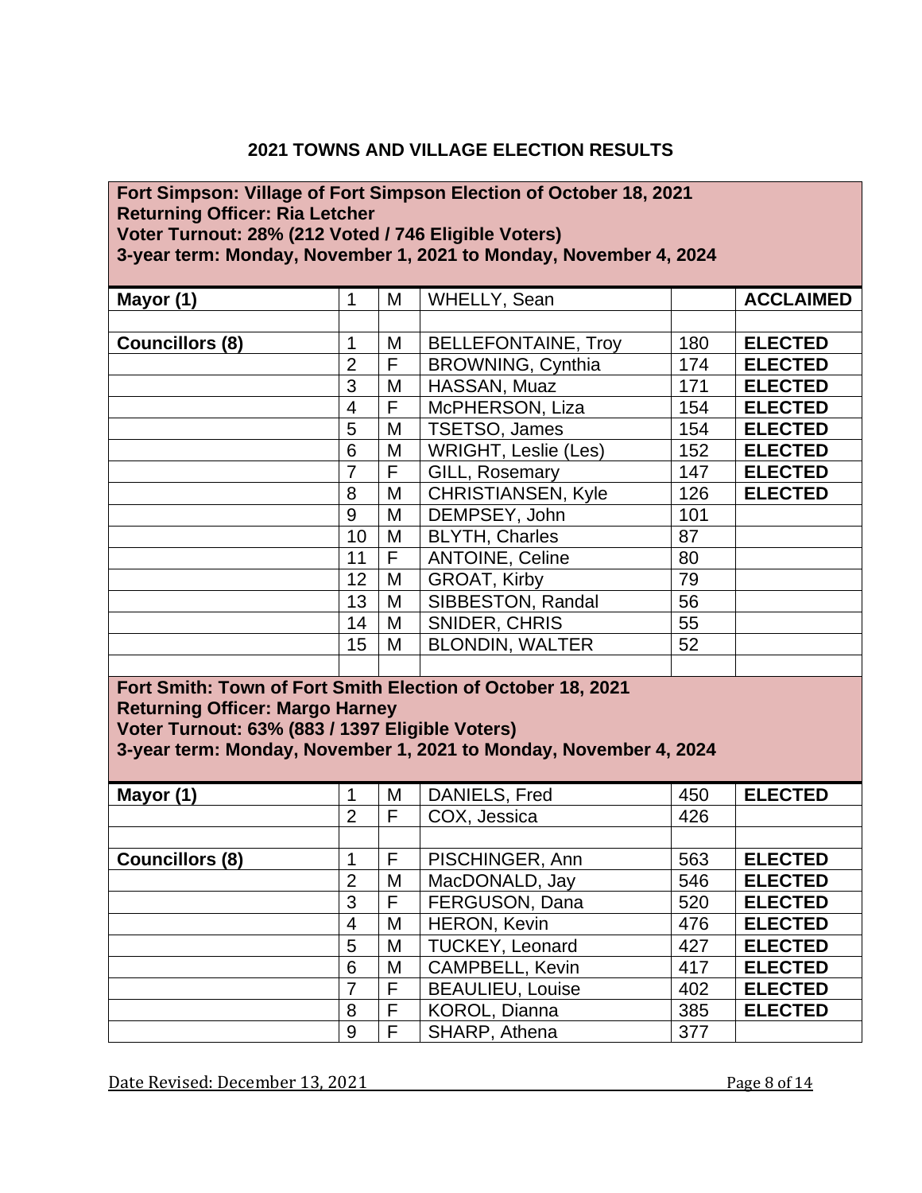## 2021 TOWNS AND VILLAGE ELECTION RESULTS

**Fort Simpson: Village of Fort Simpson Election of October 18, 2021**
**Returning Officer: Ria Letcher**
**Voter Turnout: 28% (212 Voted / 746 Eligible Voters)**
**3-year term: Monday, November 1, 2021 to Monday, November 4, 2024**

| | | | | | |
|---|---|---|---|---|---|
| **Mayor (1)** | 1 | M | WHELLY, Sean | | **ACCLAIMED** |
| | | | | | |
| **Councillors (8)** | 1 | M | BELLEFONTAINE, Troy | 180 | **ELECTED** |
| | 2 | F | BROWNING, Cynthia | 174 | **ELECTED** |
| | 3 | M | HASSAN, Muaz | 171 | **ELECTED** |
| | 4 | F | McPHERSON, Liza | 154 | **ELECTED** |
| | 5 | M | TSETSO, James | 154 | **ELECTED** |
| | 6 | M | WRIGHT, Leslie (Les) | 152 | **ELECTED** |
| | 7 | F | GILL, Rosemary | 147 | **ELECTED** |
| | 8 | M | CHRISTIANSEN, Kyle | 126 | **ELECTED** |
| | 9 | M | DEMPSEY, John | 101 | |
| | 10 | M | BLYTH, Charles | 87 | |
| | 11 | F | ANTOINE, Celine | 80 | |
| | 12 | M | GROAT, Kirby | 79 | |
| | 13 | M | SIBBESTON, Randal | 56 | |
| | 14 | M | SNIDER, CHRIS | 55 | |
| | 15 | M | BLONDIN, WALTER | 52 | |

**Fort Smith: Town of Fort Smith Election of October 18, 2021**
**Returning Officer: Margo Harney**
**Voter Turnout: 63% (883 / 1397 Eligible Voters)**
**3-year term: Monday, November 1, 2021 to Monday, November 4, 2024**

| | | | | | |
|---|---|---|---|---|---|
| **Mayor (1)** | 1 | M | DANIELS, Fred | 450 | **ELECTED** |
| | 2 | F | COX, Jessica | 426 | |
| | | | | | |
| **Councillors (8)** | 1 | F | PISCHINGER, Ann | 563 | **ELECTED** |
| | 2 | M | MacDONALD, Jay | 546 | **ELECTED** |
| | 3 | F | FERGUSON, Dana | 520 | **ELECTED** |
| | 4 | M | HERON, Kevin | 476 | **ELECTED** |
| | 5 | M | TUCKEY, Leonard | 427 | **ELECTED** |
| | 6 | M | CAMPBELL, Kevin | 417 | **ELECTED** |
| | 7 | F | BEAULIEU, Louise | 402 | **ELECTED** |
| | 8 | F | KOROL, Dianna | 385 | **ELECTED** |
| | 9 | F | SHARP, Athena | 377 | |

Date Revised: December 13, 2021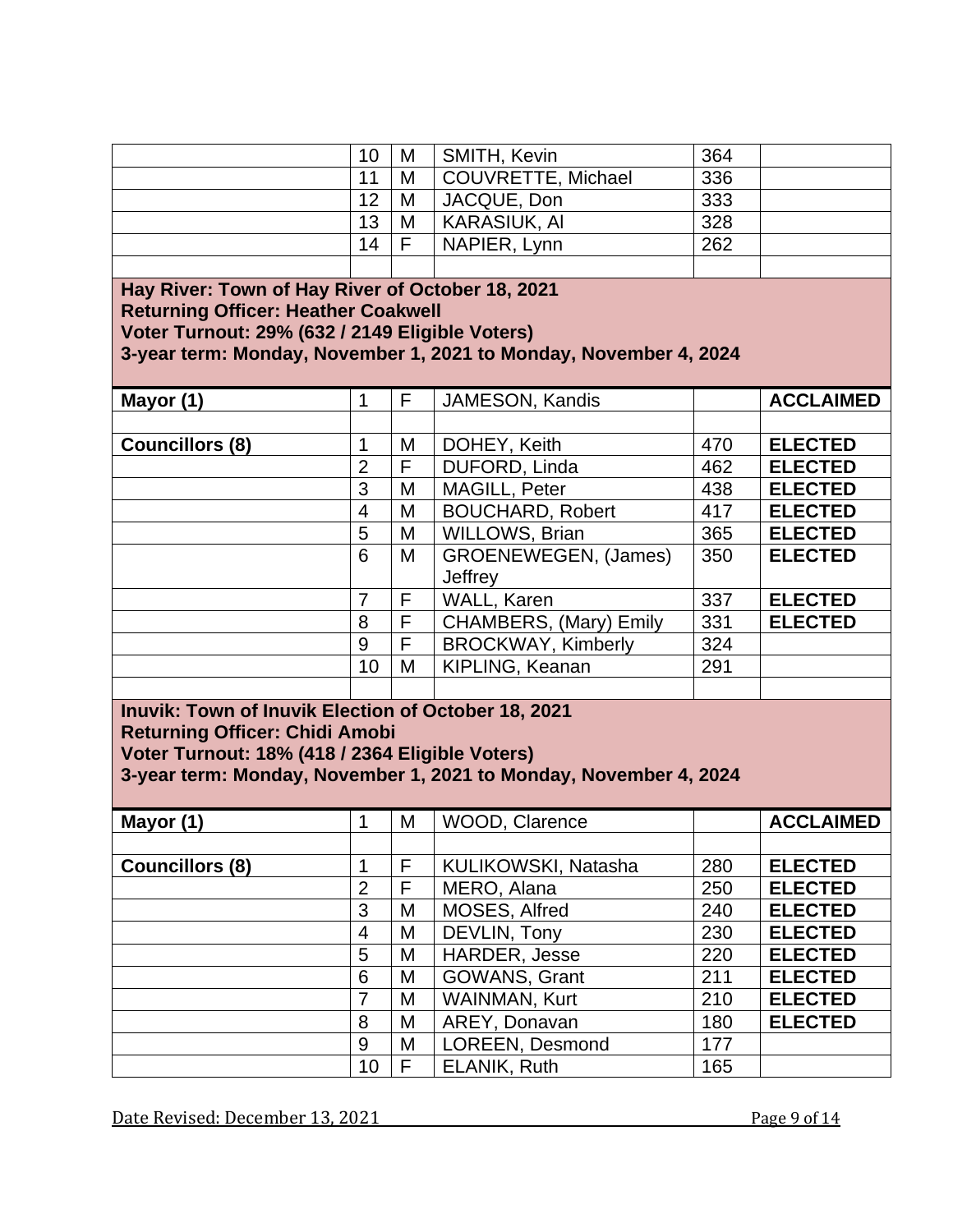| | | | | | |
|---|---|---|---|---|---|
| | 10 | M | SMITH, Kevin | 364 | |
| | 11 | M | COUVRETTE, Michael | 336 | |
| | 12 | M | JACQUE, Don | 333 | |
| | 13 | M | KARASIUK, Al | 328 | |
| | 14 | F | NAPIER, Lynn | 262 | |

**Hay River: Town of Hay River of October 18, 2021**
**Returning Officer: Heather Coakwell**
**Voter Turnout: 29% (632 / 2149 Eligible Voters)**
**3-year term: Monday, November 1, 2021 to Monday, November 4, 2024**

| | | | | | |
|---|---|---|---|---|---|
| **Mayor (1)** | 1 | F | JAMESON, Kandis | | **ACCLAIMED** |
| | | | | | |
| **Councillors (8)** | 1 | M | DOHEY, Keith | 470 | **ELECTED** |
| | 2 | F | DUFORD, Linda | 462 | **ELECTED** |
| | 3 | M | MAGILL, Peter | 438 | **ELECTED** |
| | 4 | M | BOUCHARD, Robert | 417 | **ELECTED** |
| | 5 | M | WILLOWS, Brian | 365 | **ELECTED** |
| | 6 | M | GROENEWEGEN, (James) Jeffrey | 350 | **ELECTED** |
| | 7 | F | WALL, Karen | 337 | **ELECTED** |
| | 8 | F | CHAMBERS, (Mary) Emily | 331 | **ELECTED** |
| | 9 | F | BROCKWAY, Kimberly | 324 | |
| | 10 | M | KIPLING, Keanan | 291 | |

**Inuvik: Town of Inuvik Election of October 18, 2021**
**Returning Officer: Chidi Amobi**
**Voter Turnout: 18% (418 / 2364 Eligible Voters)**
**3-year term: Monday, November 1, 2021 to Monday, November 4, 2024**

| | | | | | |
|---|---|---|---|---|---|
| **Mayor (1)** | 1 | M | WOOD, Clarence | | **ACCLAIMED** |
| | | | | | |
| **Councillors (8)** | 1 | F | KULIKOWSKI, Natasha | 280 | **ELECTED** |
| | 2 | F | MERO, Alana | 250 | **ELECTED** |
| | 3 | M | MOSES, Alfred | 240 | **ELECTED** |
| | 4 | M | DEVLIN, Tony | 230 | **ELECTED** |
| | 5 | M | HARDER, Jesse | 220 | **ELECTED** |
| | 6 | M | GOWANS, Grant | 211 | **ELECTED** |
| | 7 | M | WAINMAN, Kurt | 210 | **ELECTED** |
| | 8 | M | AREY, Donavan | 180 | **ELECTED** |
| | 9 | M | LOREEN, Desmond | 177 | |
| | 10 | F | ELANIK, Ruth | 165 | |

Date Revised: December 13, 2021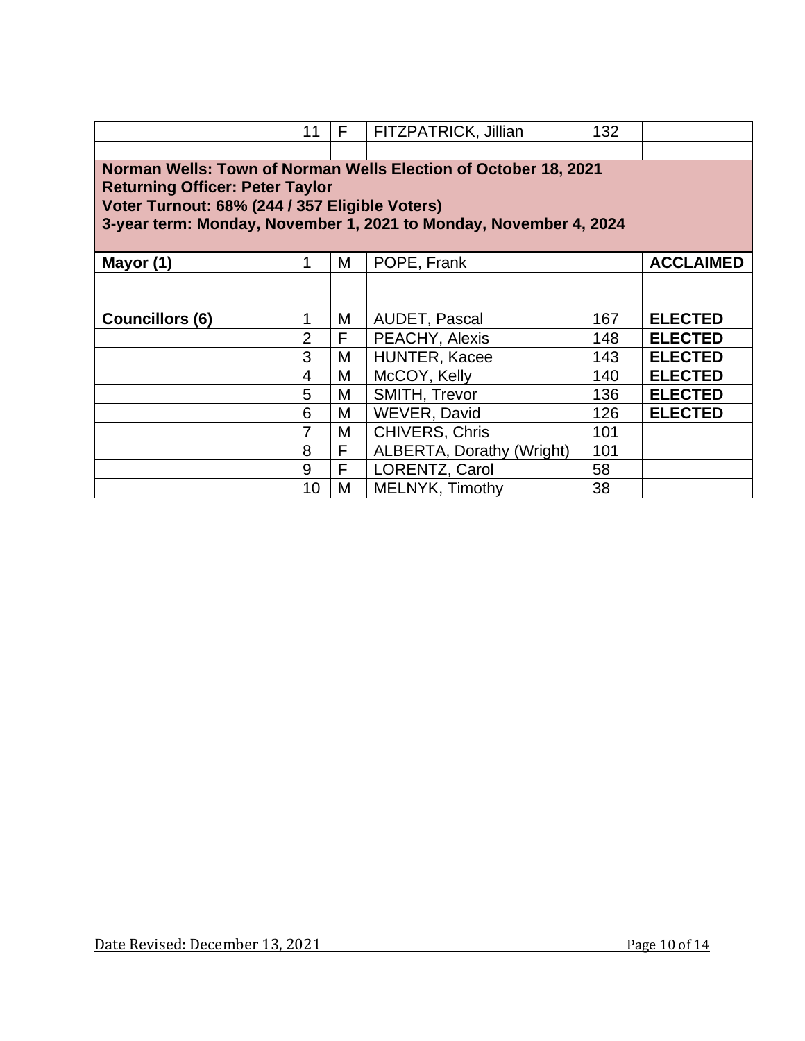| | 11 | F | FITZPATRICK, Jillian | 132 | |
|---|---|---|---|---|---|
| | | | | | |

**Norman Wells: Town of Norman Wells Election of October 18, 2021**
**Returning Officer: Peter Taylor**
**Voter Turnout: 68% (244 / 357 Eligible Voters)**
**3-year term: Monday, November 1, 2021 to Monday, November 4, 2024**

| | | | | | |
|---|---|---|---|---|---|
| **Mayor (1)** | 1 | M | POPE, Frank | | **ACCLAIMED** |
| | | | | | |
| | | | | | |
| **Councillors (6)** | 1 | M | AUDET, Pascal | 167 | **ELECTED** |
| | 2 | F | PEACHY, Alexis | 148 | **ELECTED** |
| | 3 | M | HUNTER, Kacee | 143 | **ELECTED** |
| | 4 | M | McCOY, Kelly | 140 | **ELECTED** |
| | 5 | M | SMITH, Trevor | 136 | **ELECTED** |
| | 6 | M | WEVER, David | 126 | **ELECTED** |
| | 7 | M | CHIVERS, Chris | 101 | |
| | 8 | F | ALBERTA, Dorathy (Wright) | 101 | |
| | 9 | F | LORENTZ, Carol | 58 | |
| | 10 | M | MELNYK, Timothy | 38 | |

Date Revised: December 13, 2021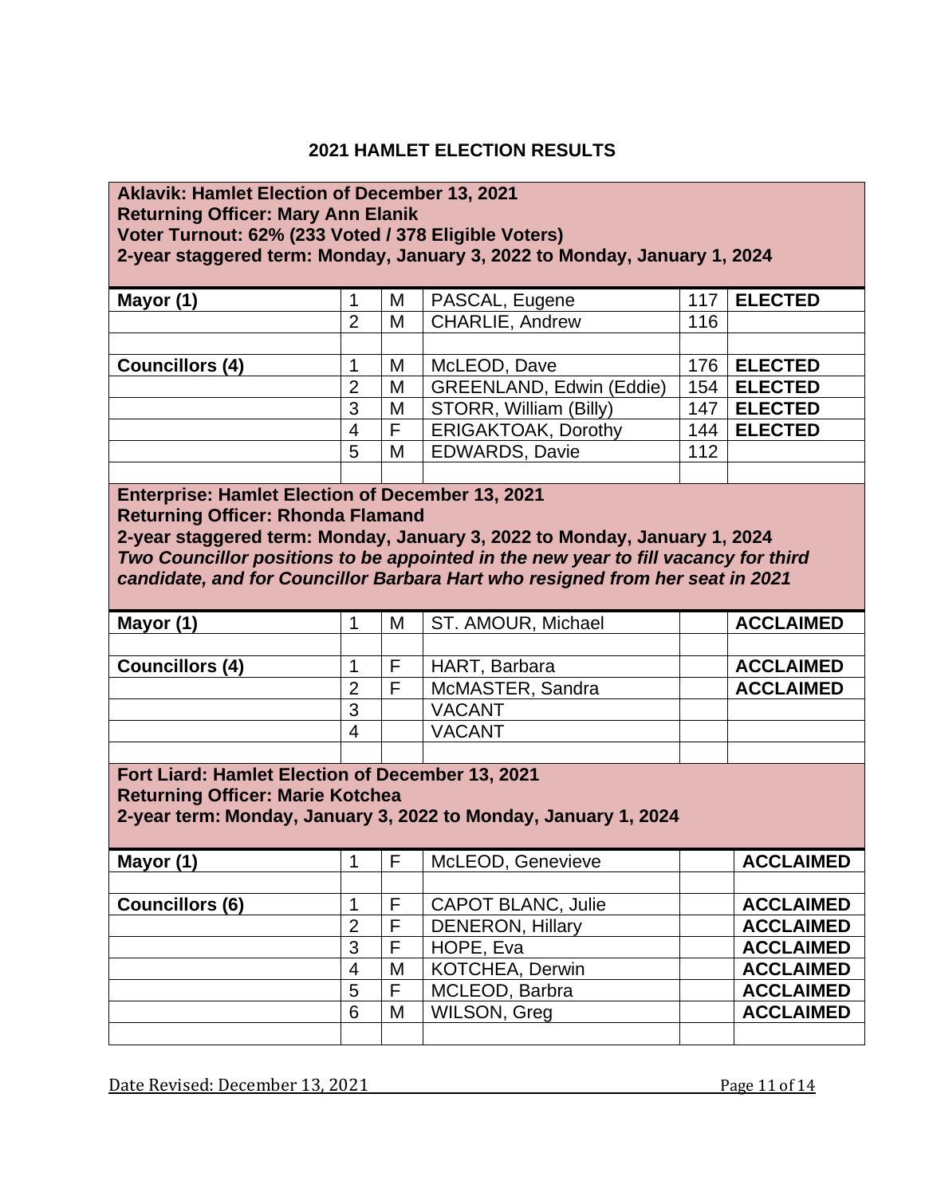## 2021 HAMLET ELECTION RESULTS

**Aklavik: Hamlet Election of December 13, 2021**
**Returning Officer: Mary Ann Elanik**
**Voter Turnout: 62% (233 Voted / 378 Eligible Voters)**
**2-year staggered term: Monday, January 3, 2022 to Monday, January 1, 2024**

| Position | # | Gender | Candidate | Votes | Result |
|---|---|---|---|---|---|
| **Mayor (1)** | 1 | M | PASCAL, Eugene | 117 | **ELECTED** |
| | 2 | M | CHARLIE, Andrew | 116 | |
| | | | | | |
| **Councillors (4)** | 1 | M | McLEOD, Dave | 176 | **ELECTED** |
| | 2 | M | GREENLAND, Edwin (Eddie) | 154 | **ELECTED** |
| | 3 | M | STORR, William (Billy) | 147 | **ELECTED** |
| | 4 | F | ERIGAKTOAK, Dorothy | 144 | **ELECTED** |
| | 5 | M | EDWARDS, Davie | 112 | |

**Enterprise: Hamlet Election of December 13, 2021**
**Returning Officer: Rhonda Flamand**
**2-year staggered term: Monday, January 3, 2022 to Monday, January 1, 2024**
***Two Councillor positions to be appointed in the new year to fill vacancy for third candidate, and for Councillor Barbara Hart who resigned from her seat in 2021***

| Position | # | Gender | Candidate | Votes | Result |
|---|---|---|---|---|---|
| **Mayor (1)** | 1 | M | ST. AMOUR, Michael | | **ACCLAIMED** |
| | | | | | |
| **Councillors (4)** | 1 | F | HART, Barbara | | **ACCLAIMED** |
| | 2 | F | McMASTER, Sandra | | **ACCLAIMED** |
| | 3 | | VACANT | | |
| | 4 | | VACANT | | |

**Fort Liard: Hamlet Election of December 13, 2021**
**Returning Officer: Marie Kotchea**
**2-year term: Monday, January 3, 2022 to Monday, January 1, 2024**

| Position | # | Gender | Candidate | Votes | Result |
|---|---|---|---|---|---|
| **Mayor (1)** | 1 | F | McLEOD, Genevieve | | **ACCLAIMED** |
| | | | | | |
| **Councillors (6)** | 1 | F | CAPOT BLANC, Julie | | **ACCLAIMED** |
| | 2 | F | DENERON, Hillary | | **ACCLAIMED** |
| | 3 | F | HOPE, Eva | | **ACCLAIMED** |
| | 4 | M | KOTCHEA, Derwin | | **ACCLAIMED** |
| | 5 | F | MCLEOD, Barbra | | **ACCLAIMED** |
| | 6 | M | WILSON, Greg | | **ACCLAIMED** |

Date Revised: December 13, 2021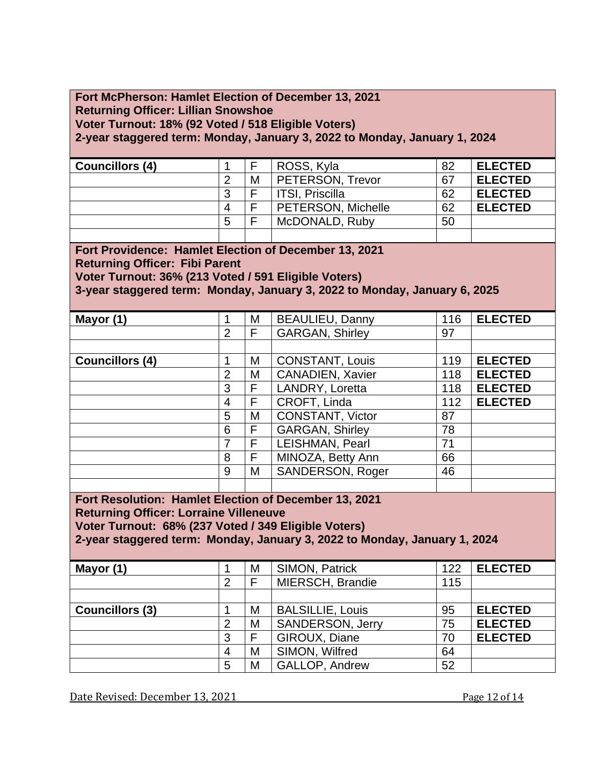**Fort McPherson: Hamlet Election of December 13, 2021**
**Returning Officer: Lillian Snowshoe**
**Voter Turnout: 18% (92 Voted / 518 Eligible Voters)**
**2-year staggered term: Monday, January 3, 2022 to Monday, January 1, 2024**

| | | | | | |
|---|---|---|---|---|---|
| **Councillors (4)** | 1 | F | ROSS, Kyla | 82 | **ELECTED** |
| | 2 | M | PETERSON, Trevor | 67 | **ELECTED** |
| | 3 | F | ITSI, Priscilla | 62 | **ELECTED** |
| | 4 | F | PETERSON, Michelle | 62 | **ELECTED** |
| | 5 | F | McDONALD, Ruby | 50 | |

**Fort Providence: Hamlet Election of December 13, 2021**
**Returning Officer: Fibi Parent**
**Voter Turnout: 36% (213 Voted / 591 Eligible Voters)**
**3-year staggered term: Monday, January 3, 2022 to Monday, January 6, 2025**

| | | | | | |
|---|---|---|---|---|---|
| **Mayor (1)** | 1 | M | BEAULIEU, Danny | 116 | **ELECTED** |
| | 2 | F | GARGAN, Shirley | 97 | |
| | | | | | |
| **Councillors (4)** | 1 | M | CONSTANT, Louis | 119 | **ELECTED** |
| | 2 | M | CANADIEN, Xavier | 118 | **ELECTED** |
| | 3 | F | LANDRY, Loretta | 118 | **ELECTED** |
| | 4 | F | CROFT, Linda | 112 | **ELECTED** |
| | 5 | M | CONSTANT, Victor | 87 | |
| | 6 | F | GARGAN, Shirley | 78 | |
| | 7 | F | LEISHMAN, Pearl | 71 | |
| | 8 | F | MINOZA, Betty Ann | 66 | |
| | 9 | M | SANDERSON, Roger | 46 | |

**Fort Resolution: Hamlet Election of December 13, 2021**
**Returning Officer: Lorraine Villeneuve**
**Voter Turnout: 68% (237 Voted / 349 Eligible Voters)**
**2-year staggered term: Monday, January 3, 2022 to Monday, January 1, 2024**

| | | | | | |
|---|---|---|---|---|---|
| **Mayor (1)** | 1 | M | SIMON, Patrick | 122 | **ELECTED** |
| | 2 | F | MIERSCH, Brandie | 115 | |
| | | | | | |
| **Councillors (3)** | 1 | M | BALSILLIE, Louis | 95 | **ELECTED** |
| | 2 | M | SANDERSON, Jerry | 75 | **ELECTED** |
| | 3 | F | GIROUX, Diane | 70 | **ELECTED** |
| | 4 | M | SIMON, Wilfred | 64 | |
| | 5 | M | GALLOP, Andrew | 52 | |

Date Revised: December 13, 2021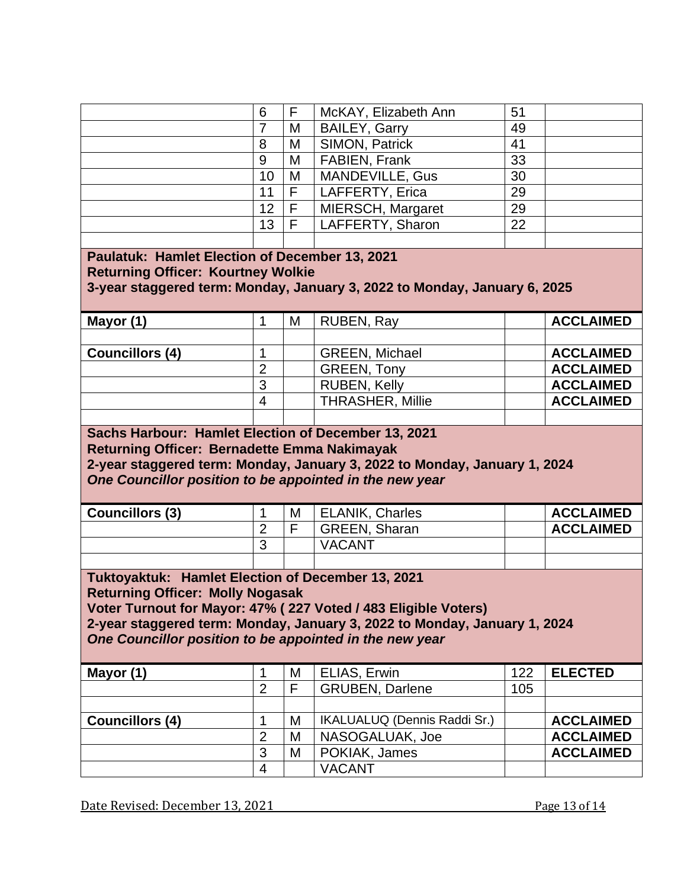| | | | | | |
|---|---|---|---|---|---|
| | 6 | F | McKAY, Elizabeth Ann | 51 | |
| | 7 | M | BAILEY, Garry | 49 | |
| | 8 | M | SIMON, Patrick | 41 | |
| | 9 | M | FABIEN, Frank | 33 | |
| | 10 | M | MANDEVILLE, Gus | 30 | |
| | 11 | F | LAFFERTY, Erica | 29 | |
| | 12 | F | MIERSCH, Margaret | 29 | |
| | 13 | F | LAFFERTY, Sharon | 22 | |

**Paulatuk: Hamlet Election of December 13, 2021**
**Returning Officer: Kourtney Wolkie**
**3-year staggered term: Monday, January 3, 2022 to Monday, January 6, 2025**

| | | | | | |
|---|---|---|---|---|---|
| **Mayor (1)** | 1 | M | RUBEN, Ray | | **ACCLAIMED** |
| | | | | | |
| **Councillors (4)** | 1 | | GREEN, Michael | | **ACCLAIMED** |
| | 2 | | GREEN, Tony | | **ACCLAIMED** |
| | 3 | | RUBEN, Kelly | | **ACCLAIMED** |
| | 4 | | THRASHER, Millie | | **ACCLAIMED** |

**Sachs Harbour: Hamlet Election of December 13, 2021**
**Returning Officer: Bernadette Emma Nakimayak**
**2-year staggered term: Monday, January 3, 2022 to Monday, January 1, 2024**
***One Councillor position to be appointed in the new year***

| | | | | | |
|---|---|---|---|---|---|
| **Councillors (3)** | 1 | M | ELANIK, Charles | | **ACCLAIMED** |
| | 2 | F | GREEN, Sharan | | **ACCLAIMED** |
| | 3 | | VACANT | | |

**Tuktoyaktuk: Hamlet Election of December 13, 2021**
**Returning Officer: Molly Nogasak**
**Voter Turnout for Mayor: 47% ( 227 Voted / 483 Eligible Voters)**
**2-year staggered term: Monday, January 3, 2022 to Monday, January 1, 2024**
***One Councillor position to be appointed in the new year***

| | | | | | |
|---|---|---|---|---|---|
| **Mayor (1)** | 1 | M | ELIAS, Erwin | 122 | **ELECTED** |
| | 2 | F | GRUBEN, Darlene | 105 | |
| | | | | | |
| **Councillors (4)** | 1 | M | IKALUALUQ (Dennis Raddi Sr.) | | **ACCLAIMED** |
| | 2 | M | NASOGALUAK, Joe | | **ACCLAIMED** |
| | 3 | M | POKIAK, James | | **ACCLAIMED** |
| | 4 | | VACANT | | |

Date Revised: December 13, 2021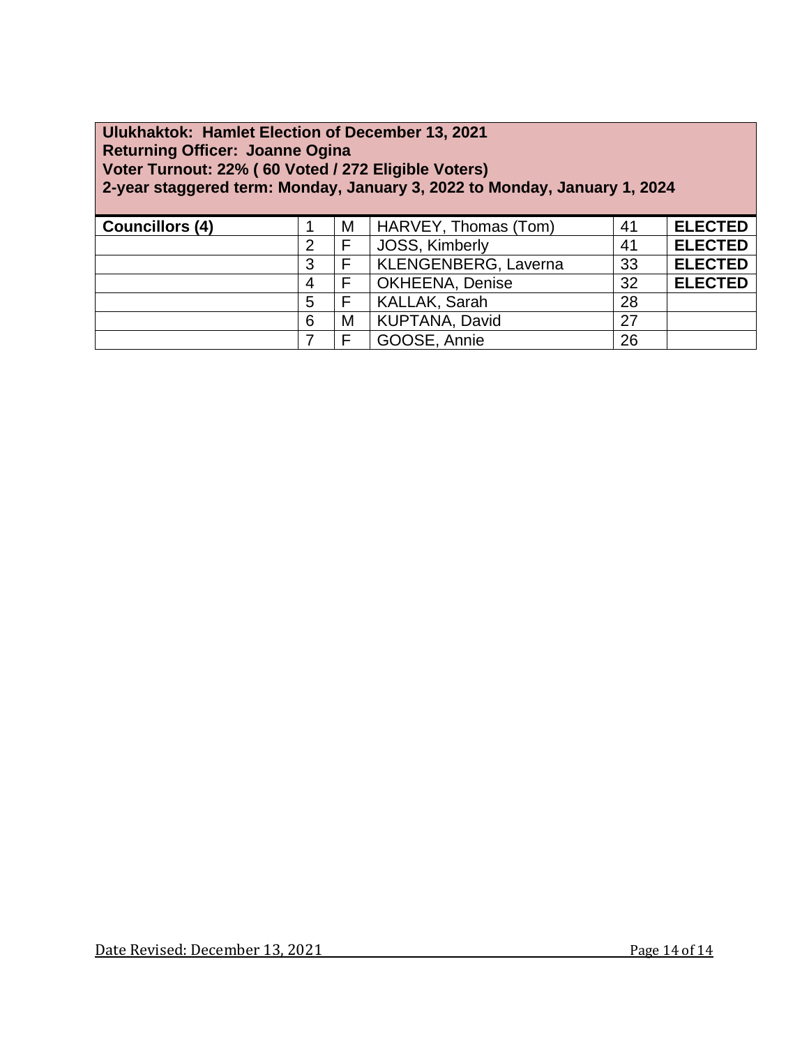**Ulukhaktok: Hamlet Election of December 13, 2021**
**Returning Officer: Joanne Ogina**
**Voter Turnout: 22% ( 60 Voted / 272 Eligible Voters)**
**2-year staggered term: Monday, January 3, 2022 to Monday, January 1, 2024**

| | | | | | |
|---|---|---|---|---|---|
| **Councillors (4)** | 1 | M | HARVEY, Thomas (Tom) | 41 | **ELECTED** |
| | 2 | F | JOSS, Kimberly | 41 | **ELECTED** |
| | 3 | F | KLENGENBERG, Laverna | 33 | **ELECTED** |
| | 4 | F | OKHEENA, Denise | 32 | **ELECTED** |
| | 5 | F | KALLAK, Sarah | 28 | |
| | 6 | M | KUPTANA, David | 27 | |
| | 7 | F | GOOSE, Annie | 26 | |

Date Revised: December 13, 2021